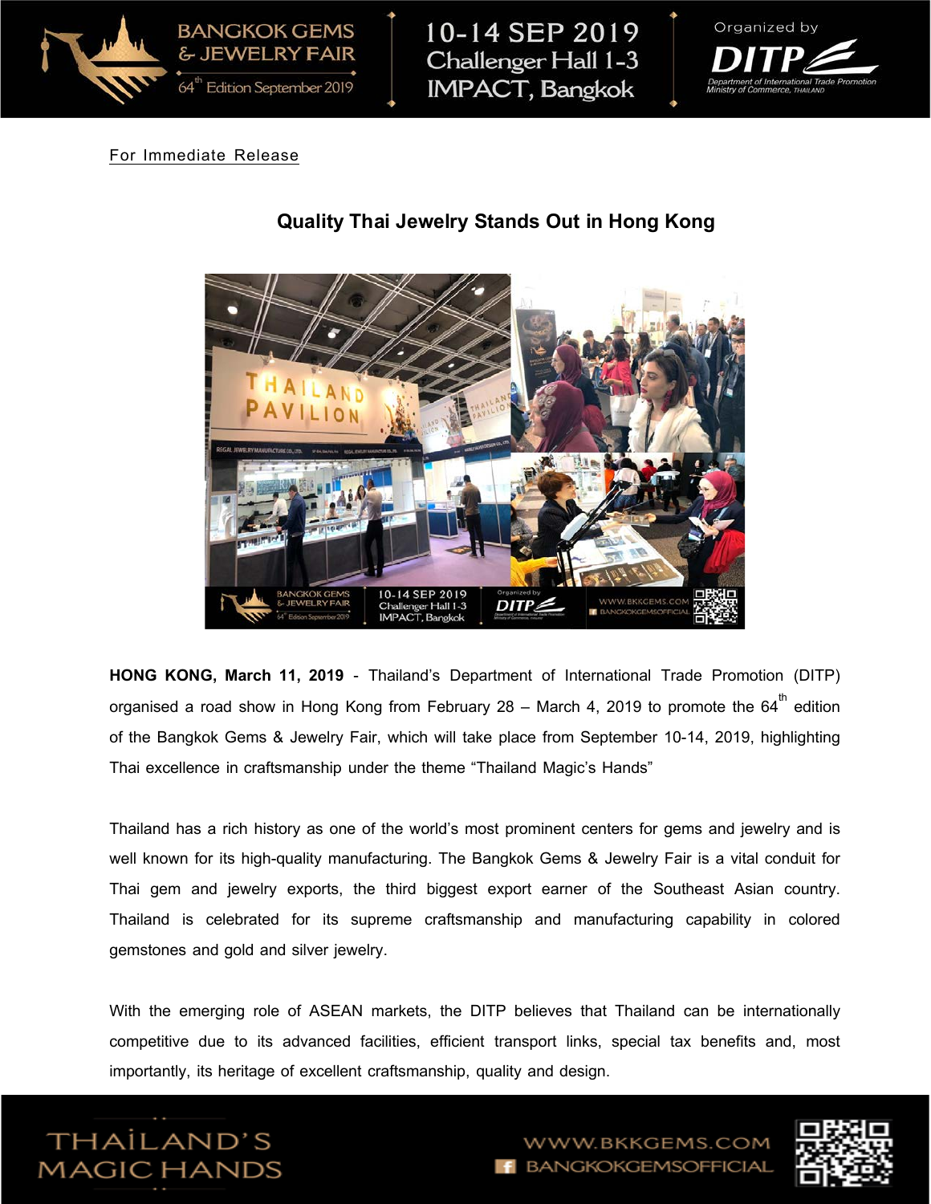For Immediate Release

# Quality Thai Jewelry Stands Out in Hong Kong

**HONG KONG, March 11, 2019** - Thailand's Department of International Trade Promotion (DITP) organised a road show in Hong Kong from February 28 – March 4, 2019 to promote the 64th edition of the Bangkok Gems & Jewelry Fair, which will take place from September 10-14, 2019, highlighting Thai excellence in craftsmanship under the theme "Thailand Magic's Hands"

Thailand has a rich history as one of the world's most prominent centers for gems and jewelry and is well known for its high-quality manufacturing. The Bangkok Gems & Jewelry Fair is a vital conduit for Thai gem and jewelry exports, the third biggest export earner of the Southeast Asian country. Thailand is celebrated for its supreme craftsmanship and manufacturing capability in colored gemstones and gold and silver jewelry.

With the emerging role of ASEAN markets, the DITP believes that Thailand can be internationally competitive due to its advanced facilities, efficient transport links, special tax benefits and, most importantly, its heritage of excellent craftsmanship, quality and design.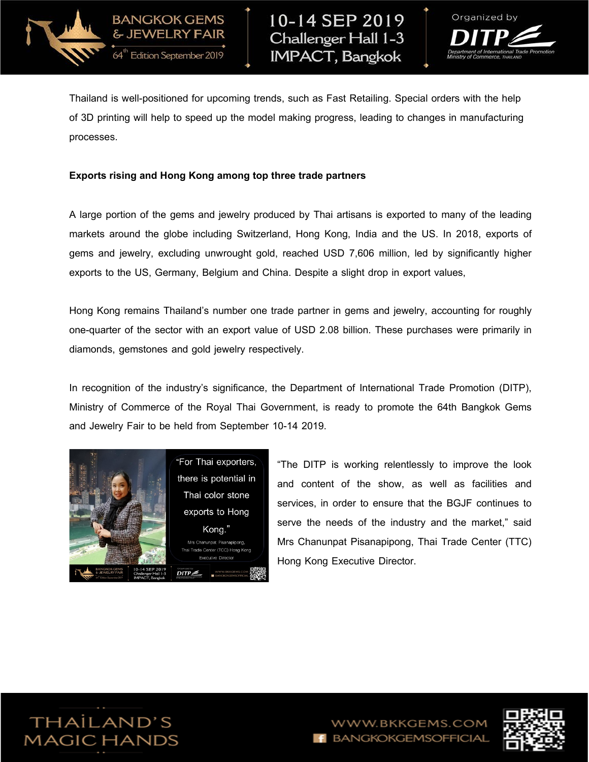Thailand is well-positioned for upcoming trends, such as Fast Retailing. Special orders with the help of 3D printing will help to speed up the model making progress, leading to changes in manufacturing processes.

**Exports rising and Hong Kong among top three trade partners**

A large portion of the gems and jewelry produced by Thai artisans is exported to many of the leading markets around the globe including Switzerland, Hong Kong, India and the US. In 2018, exports of gems and jewelry, excluding unwrought gold, reached USD 7,606 million, led by significantly higher exports to the US, Germany, Belgium and China. Despite a slight drop in export values,

Hong Kong remains Thailand's number one trade partner in gems and jewelry, accounting for roughly one-quarter of the sector with an export value of USD 2.08 billion. These purchases were primarily in diamonds, gemstones and gold jewelry respectively.

In recognition of the industry's significance, the Department of International Trade Promotion (DITP), Ministry of Commerce of the Royal Thai Government, is ready to promote the 64th Bangkok Gems and Jewelry Fair to be held from September 10-14 2019.

"For Thai exporters, there is potential in Thai color stone exports to Hong Kong."

Mrs Chanunpat Pisanapipong, Thai Trade Center (TCC) Hong Kong Executive Director

"The DITP is working relentlessly to improve the look and content of the show, as well as facilities and services, in order to ensure that the BGJF continues to serve the needs of the industry and the market," said Mrs Chanunpat Pisanapipong, Thai Trade Center (TTC) Hong Kong Executive Director.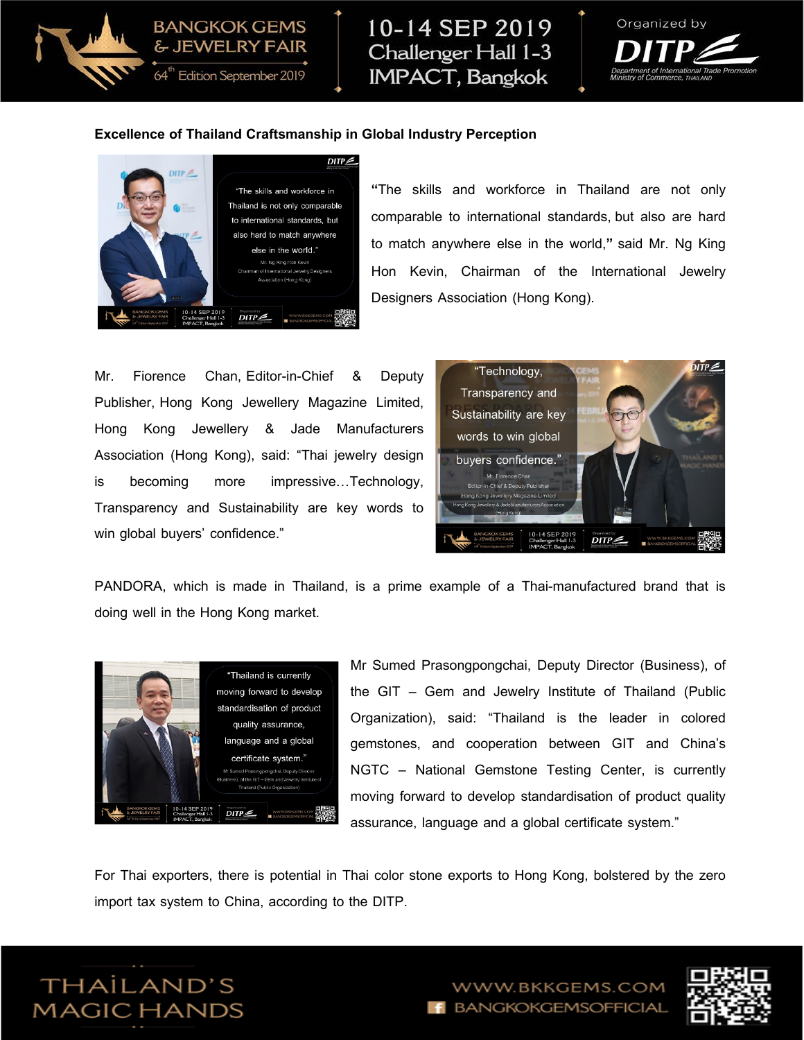**Excellence of Thailand Craftsmanship in Global Industry Perception**

**"**The skills and workforce in Thailand are not only comparable to international standards, but also are hard to match anywhere else in the world,**"** said Mr. Ng King Hon Kevin, Chairman of the International Jewelry Designers Association (Hong Kong).

Mr. Fiorence Chan, Editor-in-Chief & Deputy Publisher, Hong Kong Jewellery Magazine Limited, Hong Kong Jewellery & Jade Manufacturers Association (Hong Kong), said: "Thai jewelry design is becoming more impressive…Technology, Transparency and Sustainability are key words to win global buyers' confidence."

PANDORA, which is made in Thailand, is a prime example of a Thai-manufactured brand that is doing well in the Hong Kong market.

Mr Sumed Prasongpongchai, Deputy Director (Business), of the GIT – Gem and Jewelry Institute of Thailand (Public Organization), said: "Thailand is the leader in colored gemstones, and cooperation between GIT and China's NGTC – National Gemstone Testing Center, is currently moving forward to develop standardisation of product quality assurance, language and a global certificate system."

For Thai exporters, there is potential in Thai color stone exports to Hong Kong, bolstered by the zero import tax system to China, according to the DITP.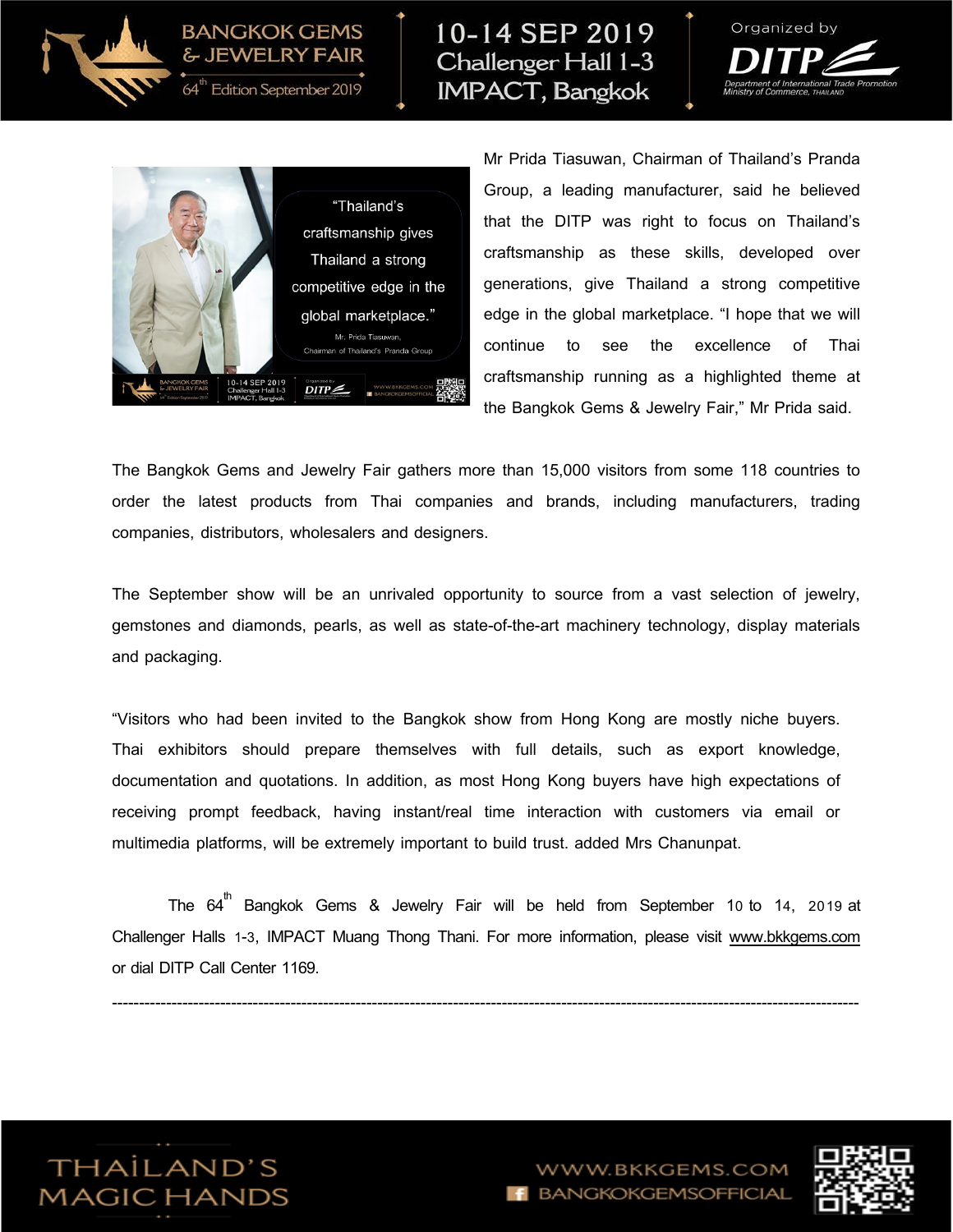Mr Prida Tiasuwan, Chairman of Thailand's Pranda Group, a leading manufacturer, said he believed that the DITP was right to focus on Thailand's craftsmanship as these skills, developed over generations, give Thailand a strong competitive edge in the global marketplace. "I hope that we will continue to see the excellence of Thai craftsmanship running as a highlighted theme at the Bangkok Gems & Jewelry Fair," Mr Prida said.

The Bangkok Gems and Jewelry Fair gathers more than 15,000 visitors from some 118 countries to order the latest products from Thai companies and brands, including manufacturers, trading companies, distributors, wholesalers and designers.

The September show will be an unrivaled opportunity to source from a vast selection of jewelry, gemstones and diamonds, pearls, as well as state-of-the-art machinery technology, display materials and packaging.

"Visitors who had been invited to the Bangkok show from Hong Kong are mostly niche buyers. Thai exhibitors should prepare themselves with full details, such as export knowledge, documentation and quotations. In addition, as most Hong Kong buyers have high expectations of receiving prompt feedback, having instant/real time interaction with customers via email or multimedia platforms, will be extremely important to build trust. added Mrs Chanunpat.

The 64th Bangkok Gems & Jewelry Fair will be held from September 10 to 14, 2019 at Challenger Halls 1-3, IMPACT Muang Thong Thani. For more information, please visit www.bkkgems.com or dial DITP Call Center 1169.

---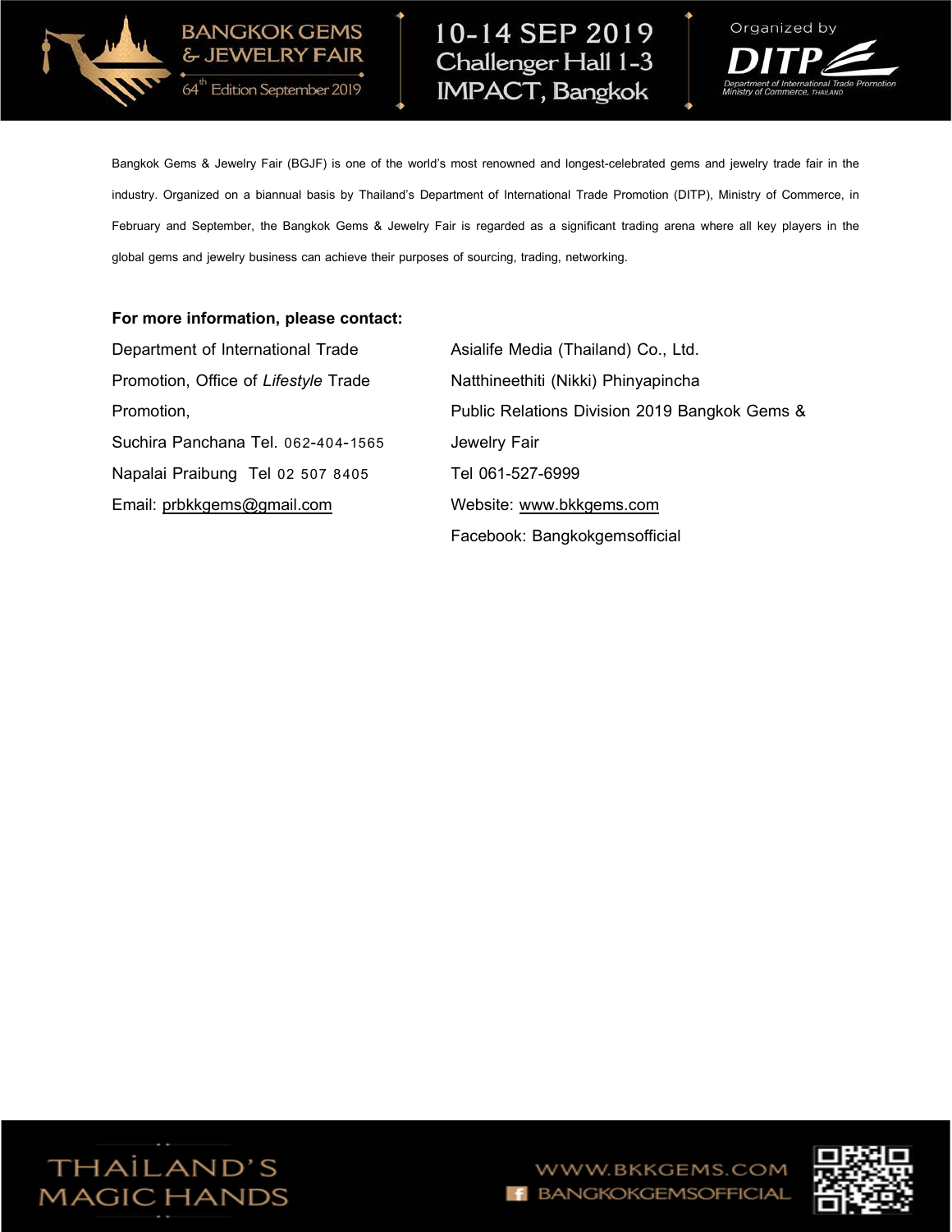Bangkok Gems & Jewelry Fair (BGJF) is one of the world's most renowned and longest-celebrated gems and jewelry trade fair in the industry. Organized on a biannual basis by Thailand's Department of International Trade Promotion (DITP), Ministry of Commerce, in February and September, the Bangkok Gems & Jewelry Fair is regarded as a significant trading arena where all key players in the global gems and jewelry business can achieve their purposes of sourcing, trading, networking.

**For more information, please contact:**

Department of International Trade Promotion, Office of *Lifestyle* Trade Promotion,
Suchira Panchana Tel. 062-404-1565
Napalai Praibung Tel 02 507 8405
Email: prbkkgems@gmail.com

Asialife Media (Thailand) Co., Ltd.
Natthineethiti (Nikki) Phinyapincha
Public Relations Division 2019 Bangkok Gems & Jewelry Fair
Tel 061-527-6999
Website: www.bkkgems.com
Facebook: Bangkokgemsofficial